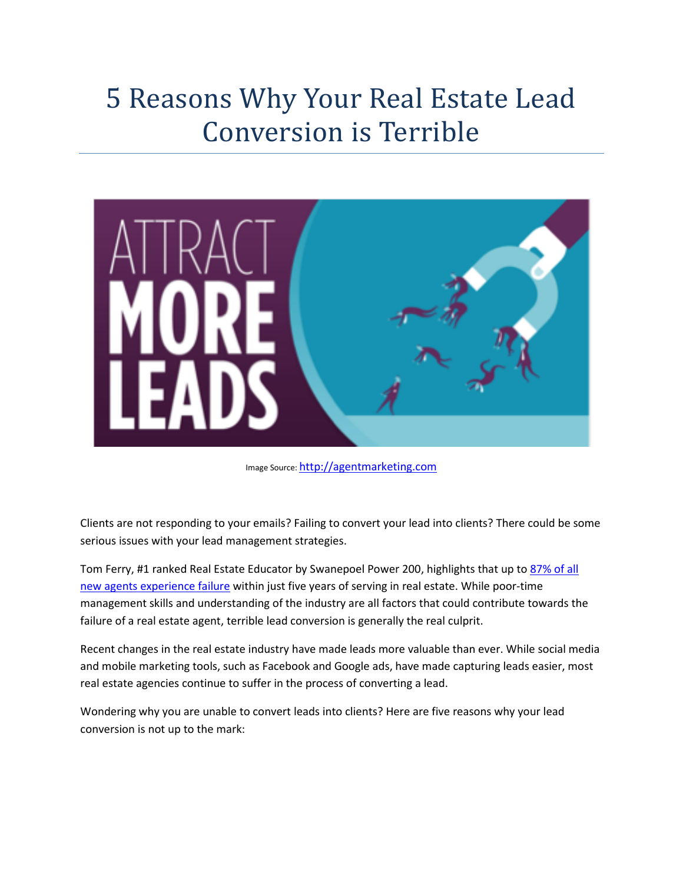# 5 Reasons Why Your Real Estate Lead Conversion is Terrible

Image Source: [http://agentmarketing.com](http://agentmarketing.com)

Clients are not responding to your emails? Failing to convert your lead into clients? There could be some serious issues with your lead management strategies.

Tom Ferry, #1 ranked Real Estate Educator by Swanepoel Power 200, highlights that up to 87% of all new agents experience failure within just five years of serving in real estate. While poor-time management skills and understanding of the industry are all factors that could contribute towards the failure of a real estate agent, terrible lead conversion is generally the real culprit.

Recent changes in the real estate industry have made leads more valuable than ever. While social media and mobile marketing tools, such as Facebook and Google ads, have made capturing leads easier, most real estate agencies continue to suffer in the process of converting a lead.

Wondering why you are unable to convert leads into clients? Here are five reasons why your lead conversion is not up to the mark: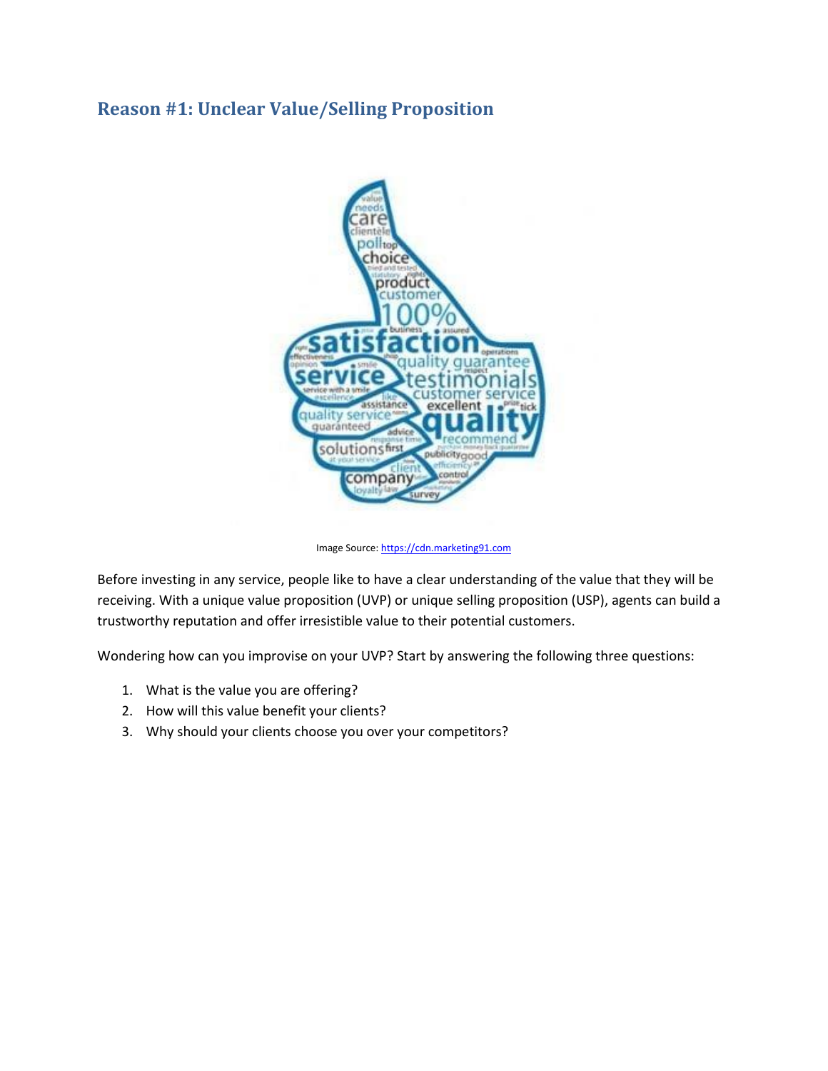## Reason #1: Unclear Value/Selling Proposition

Image Source: https://cdn.marketing91.com

Before investing in any service, people like to have a clear understanding of the value that they will be receiving. With a unique value proposition (UVP) or unique selling proposition (USP), agents can build a trustworthy reputation and offer irresistible value to their potential customers.

Wondering how can you improvise on your UVP? Start by answering the following three questions:

1. What is the value you are offering?
2. How will this value benefit your clients?
3. Why should your clients choose you over your competitors?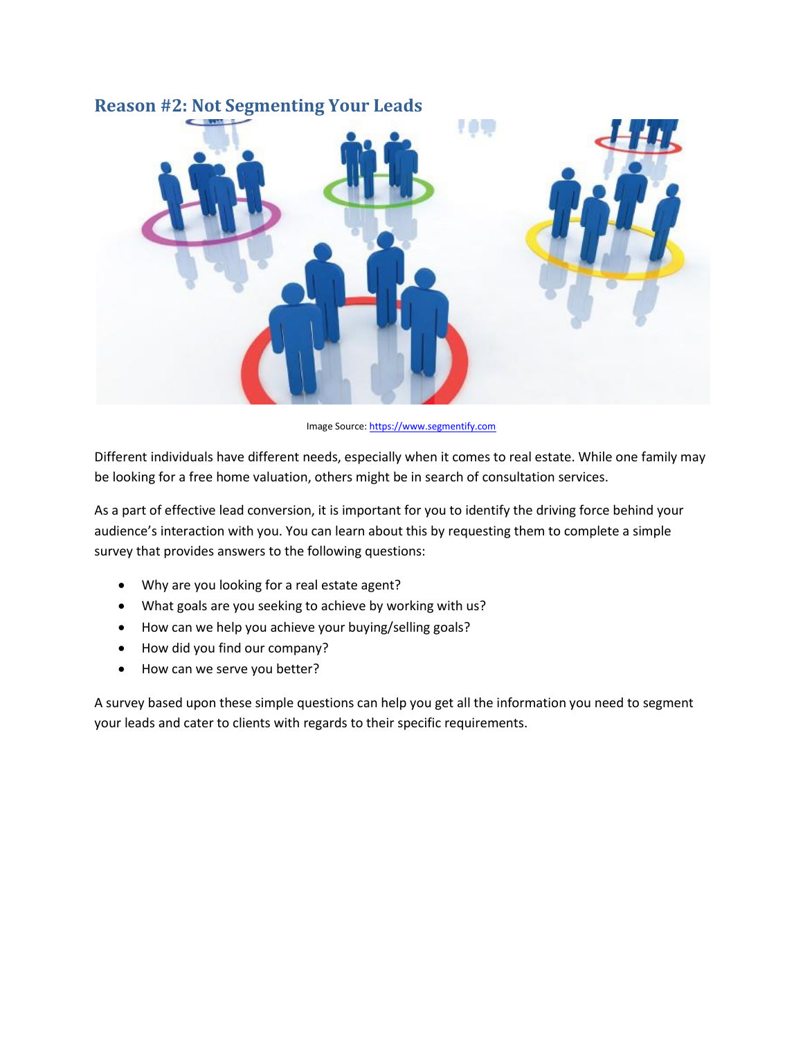## Reason #2: Not Segmenting Your Leads

Image Source: https://www.segmentify.com

Different individuals have different needs, especially when it comes to real estate. While one family may be looking for a free home valuation, others might be in search of consultation services.

As a part of effective lead conversion, it is important for you to identify the driving force behind your audience's interaction with you. You can learn about this by requesting them to complete a simple survey that provides answers to the following questions:

- Why are you looking for a real estate agent?
- What goals are you seeking to achieve by working with us?
- How can we help you achieve your buying/selling goals?
- How did you find our company?
- How can we serve you better?

A survey based upon these simple questions can help you get all the information you need to segment your leads and cater to clients with regards to their specific requirements.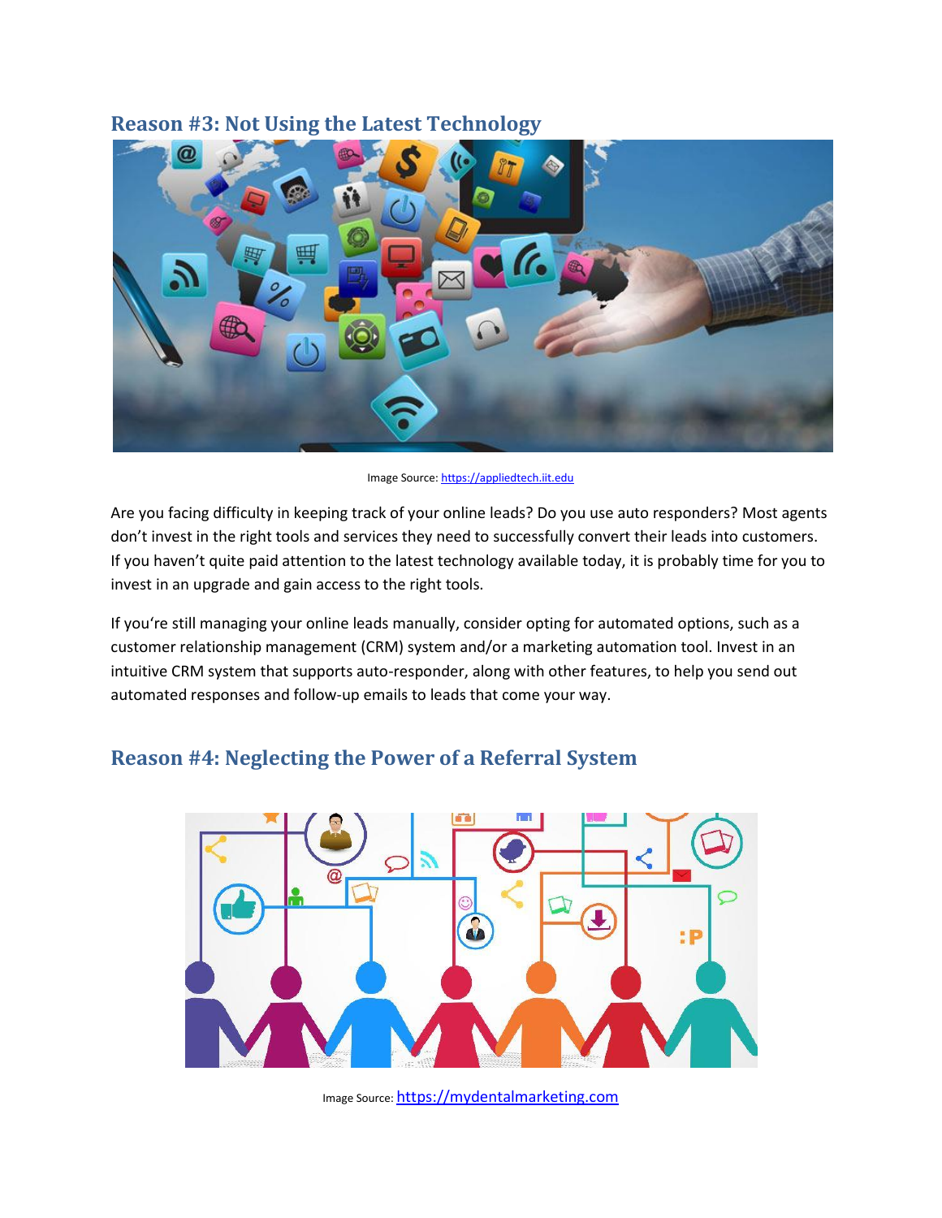## Reason #3: Not Using the Latest Technology

Image Source: https://appliedtech.iit.edu

Are you facing difficulty in keeping track of your online leads? Do you use auto responders? Most agents don't invest in the right tools and services they need to successfully convert their leads into customers. If you haven't quite paid attention to the latest technology available today, it is probably time for you to invest in an upgrade and gain access to the right tools.

If you're still managing your online leads manually, consider opting for automated options, such as a customer relationship management (CRM) system and/or a marketing automation tool. Invest in an intuitive CRM system that supports auto-responder, along with other features, to help you send out automated responses and follow-up emails to leads that come your way.

## Reason #4: Neglecting the Power of a Referral System

Image Source: https://mydentalmarketing.com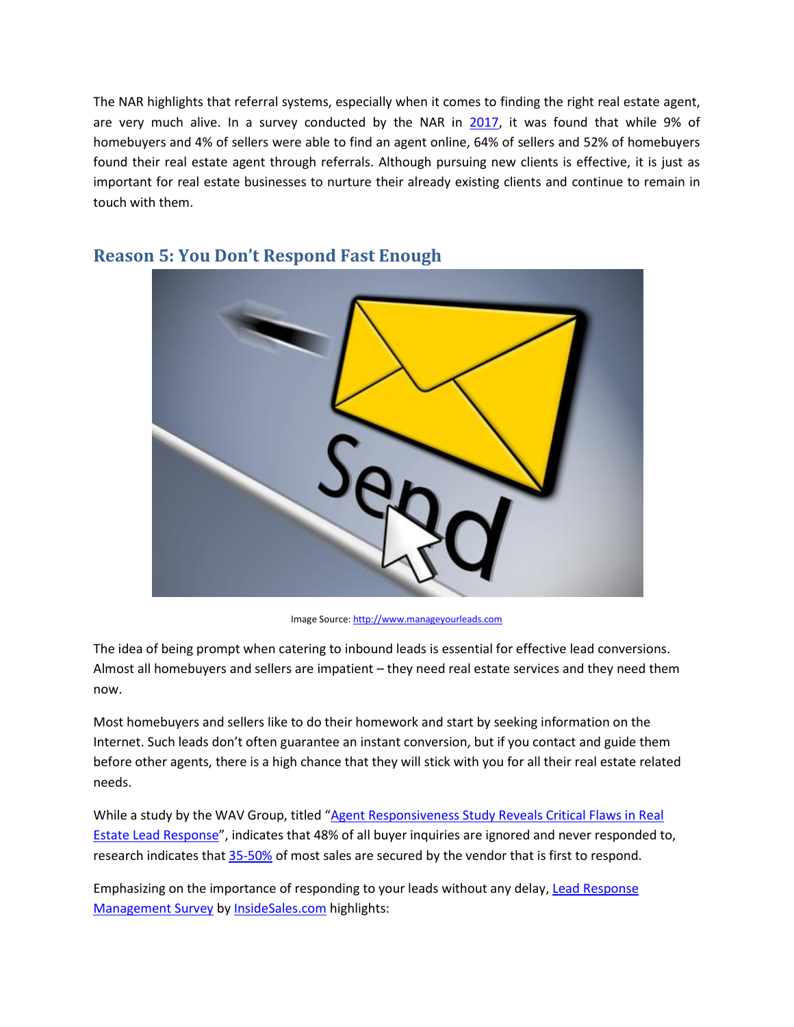The NAR highlights that referral systems, especially when it comes to finding the right real estate agent, are very much alive. In a survey conducted by the NAR in 2017, it was found that while 9% of homebuyers and 4% of sellers were able to find an agent online, 64% of sellers and 52% of homebuyers found their real estate agent through referrals. Although pursuing new clients is effective, it is just as important for real estate businesses to nurture their already existing clients and continue to remain in touch with them.

## Reason 5: You Don't Respond Fast Enough

Image Source: http://www.manageyourleads.com

The idea of being prompt when catering to inbound leads is essential for effective lead conversions. Almost all homebuyers and sellers are impatient – they need real estate services and they need them now.

Most homebuyers and sellers like to do their homework and start by seeking information on the Internet. Such leads don't often guarantee an instant conversion, but if you contact and guide them before other agents, there is a high chance that they will stick with you for all their real estate related needs.

While a study by the WAV Group, titled "Agent Responsiveness Study Reveals Critical Flaws in Real Estate Lead Response", indicates that 48% of all buyer inquiries are ignored and never responded to, research indicates that 35-50% of most sales are secured by the vendor that is first to respond.

Emphasizing on the importance of responding to your leads without any delay, Lead Response Management Survey by InsideSales.com highlights: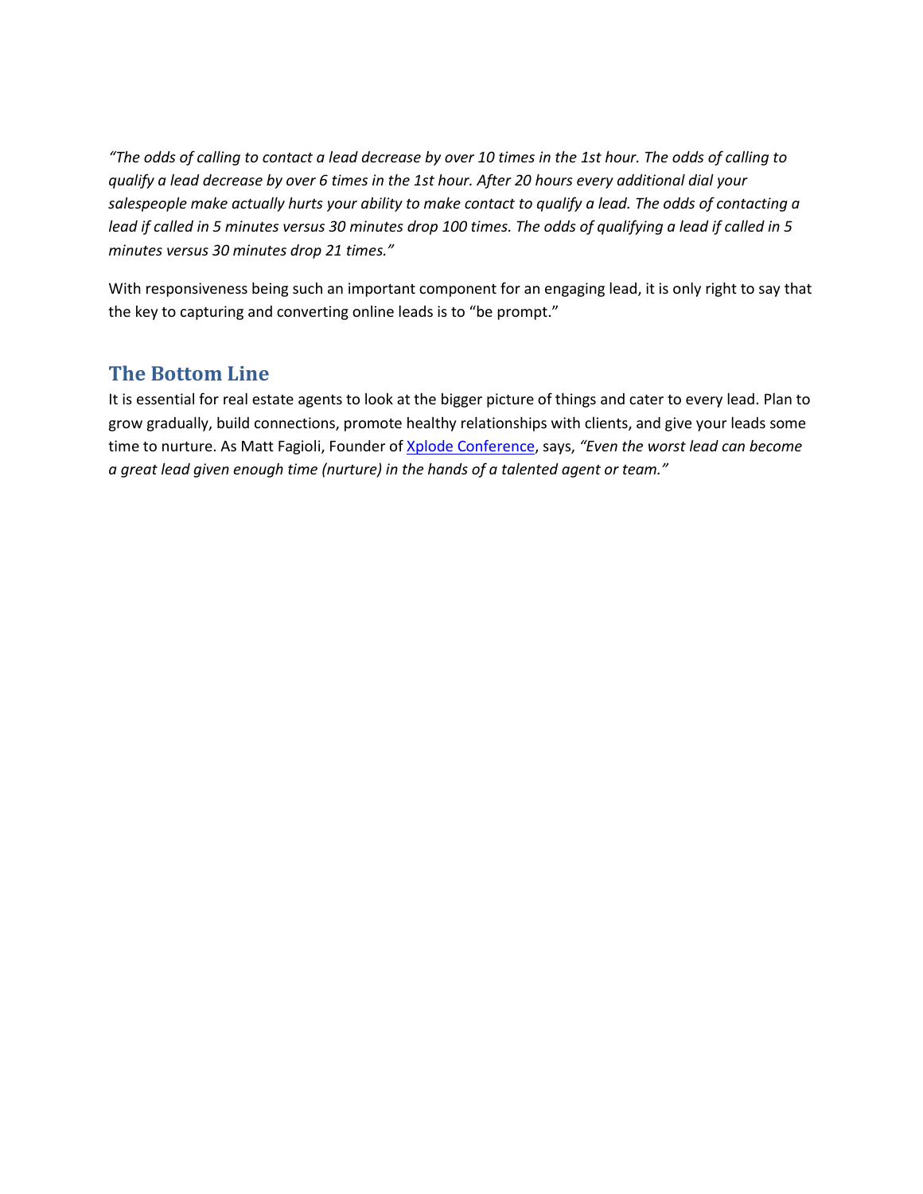*"The odds of calling to contact a lead decrease by over 10 times in the 1st hour. The odds of calling to qualify a lead decrease by over 6 times in the 1st hour. After 20 hours every additional dial your salespeople make actually hurts your ability to make contact to qualify a lead. The odds of contacting a lead if called in 5 minutes versus 30 minutes drop 100 times. The odds of qualifying a lead if called in 5 minutes versus 30 minutes drop 21 times."*

With responsiveness being such an important component for an engaging lead, it is only right to say that the key to capturing and converting online leads is to "be prompt."

## The Bottom Line

It is essential for real estate agents to look at the bigger picture of things and cater to every lead. Plan to grow gradually, build connections, promote healthy relationships with clients, and give your leads some time to nurture. As Matt Fagioli, Founder of Xplode Conference, says, *"Even the worst lead can become a great lead given enough time (nurture) in the hands of a talented agent or team."*